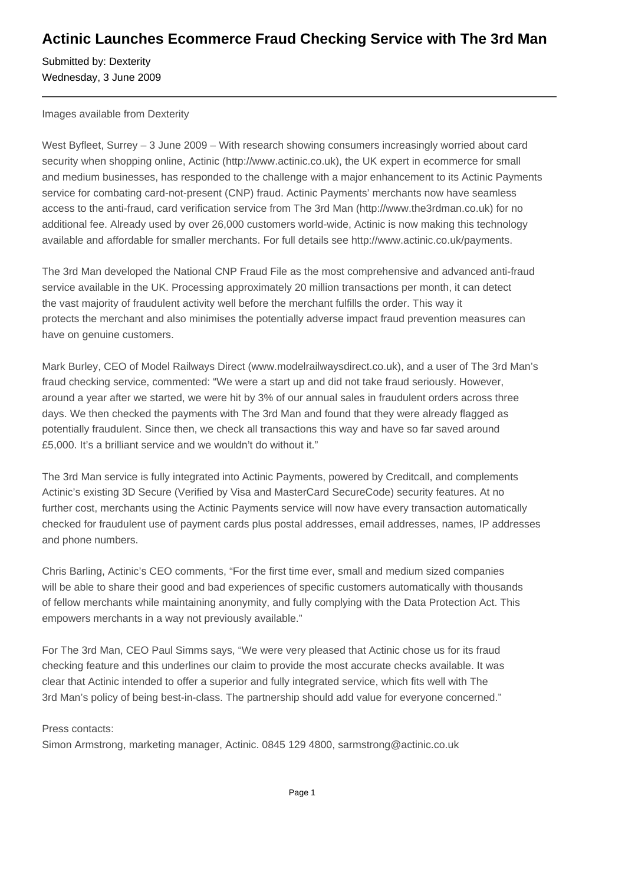# Actinic Launches Ecommerce Fraud Checking Service with The 3rd Man

Submitted by: Dexterity
Wednesday, 3 June 2009

---

Images available from Dexterity

West Byfleet, Surrey – 3 June 2009 – With research showing consumers increasingly worried about card security when shopping online, Actinic (http://www.actinic.co.uk), the UK expert in ecommerce for small and medium businesses, has responded to the challenge with a major enhancement to its Actinic Payments service for combating card-not-present (CNP) fraud. Actinic Payments' merchants now have seamless access to the anti-fraud, card verification service from The 3rd Man (http://www.the3rdman.co.uk) for no additional fee. Already used by over 26,000 customers world-wide, Actinic is now making this technology available and affordable for smaller merchants. For full details see http://www.actinic.co.uk/payments.

The 3rd Man developed the National CNP Fraud File as the most comprehensive and advanced anti-fraud service available in the UK. Processing approximately 20 million transactions per month, it can detect the vast majority of fraudulent activity well before the merchant fulfills the order. This way it protects the merchant and also minimises the potentially adverse impact fraud prevention measures can have on genuine customers.

Mark Burley, CEO of Model Railways Direct (www.modelrailwaysdirect.co.uk), and a user of The 3rd Man's fraud checking service, commented: "We were a start up and did not take fraud seriously. However, around a year after we started, we were hit by 3% of our annual sales in fraudulent orders across three days. We then checked the payments with The 3rd Man and found that they were already flagged as potentially fraudulent. Since then, we check all transactions this way and have so far saved around £5,000. It's a brilliant service and we wouldn't do without it."

The 3rd Man service is fully integrated into Actinic Payments, powered by Creditcall, and complements Actinic's existing 3D Secure (Verified by Visa and MasterCard SecureCode) security features. At no further cost, merchants using the Actinic Payments service will now have every transaction automatically checked for fraudulent use of payment cards plus postal addresses, email addresses, names, IP addresses and phone numbers.

Chris Barling, Actinic's CEO comments, "For the first time ever, small and medium sized companies will be able to share their good and bad experiences of specific customers automatically with thousands of fellow merchants while maintaining anonymity, and fully complying with the Data Protection Act. This empowers merchants in a way not previously available."

For The 3rd Man, CEO Paul Simms says, "We were very pleased that Actinic chose us for its fraud checking feature and this underlines our claim to provide the most accurate checks available. It was clear that Actinic intended to offer a superior and fully integrated service, which fits well with The 3rd Man's policy of being best-in-class. The partnership should add value for everyone concerned."

Press contacts:
Simon Armstrong, marketing manager, Actinic. 0845 129 4800, sarmstrong@actinic.co.uk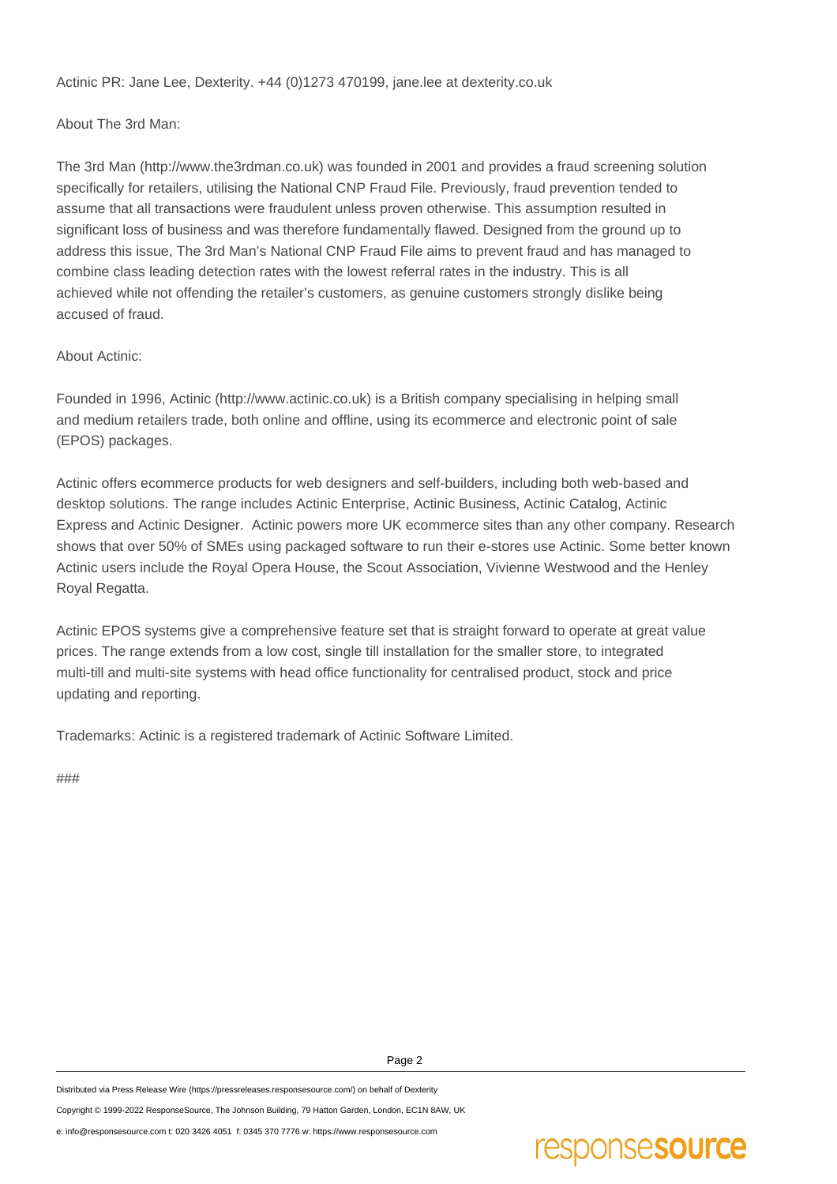Actinic PR: Jane Lee, Dexterity. +44 (0)1273 470199, jane.lee at dexterity.co.uk

About The 3rd Man:

The 3rd Man (http://www.the3rdman.co.uk) was founded in 2001 and provides a fraud screening solution specifically for retailers, utilising the National CNP Fraud File. Previously, fraud prevention tended to assume that all transactions were fraudulent unless proven otherwise. This assumption resulted in significant loss of business and was therefore fundamentally flawed. Designed from the ground up to address this issue, The 3rd Man's National CNP Fraud File aims to prevent fraud and has managed to combine class leading detection rates with the lowest referral rates in the industry. This is all achieved while not offending the retailer's customers, as genuine customers strongly dislike being accused of fraud.

About Actinic:

Founded in 1996, Actinic (http://www.actinic.co.uk) is a British company specialising in helping small and medium retailers trade, both online and offline, using its ecommerce and electronic point of sale (EPOS) packages.

Actinic offers ecommerce products for web designers and self-builders, including both web-based and desktop solutions. The range includes Actinic Enterprise, Actinic Business, Actinic Catalog, Actinic Express and Actinic Designer. Actinic powers more UK ecommerce sites than any other company. Research shows that over 50% of SMEs using packaged software to run their e-stores use Actinic. Some better known Actinic users include the Royal Opera House, the Scout Association, Vivienne Westwood and the Henley Royal Regatta.

Actinic EPOS systems give a comprehensive feature set that is straight forward to operate at great value prices. The range extends from a low cost, single till installation for the smaller store, to integrated multi-till and multi-site systems with head office functionality for centralised product, stock and price updating and reporting.

Trademarks: Actinic is a registered trademark of Actinic Software Limited.

###

Distributed via Press Release Wire (https://pressreleases.responsesource.com/) on behalf of Dexterity

Copyright © 1999-2022 ResponseSource, The Johnson Building, 79 Hatton Garden, London, EC1N 8AW, UK

e: info@responsesource.com t: 020 3426 4051 f: 0345 370 7776 w: https://www.responsesource.com